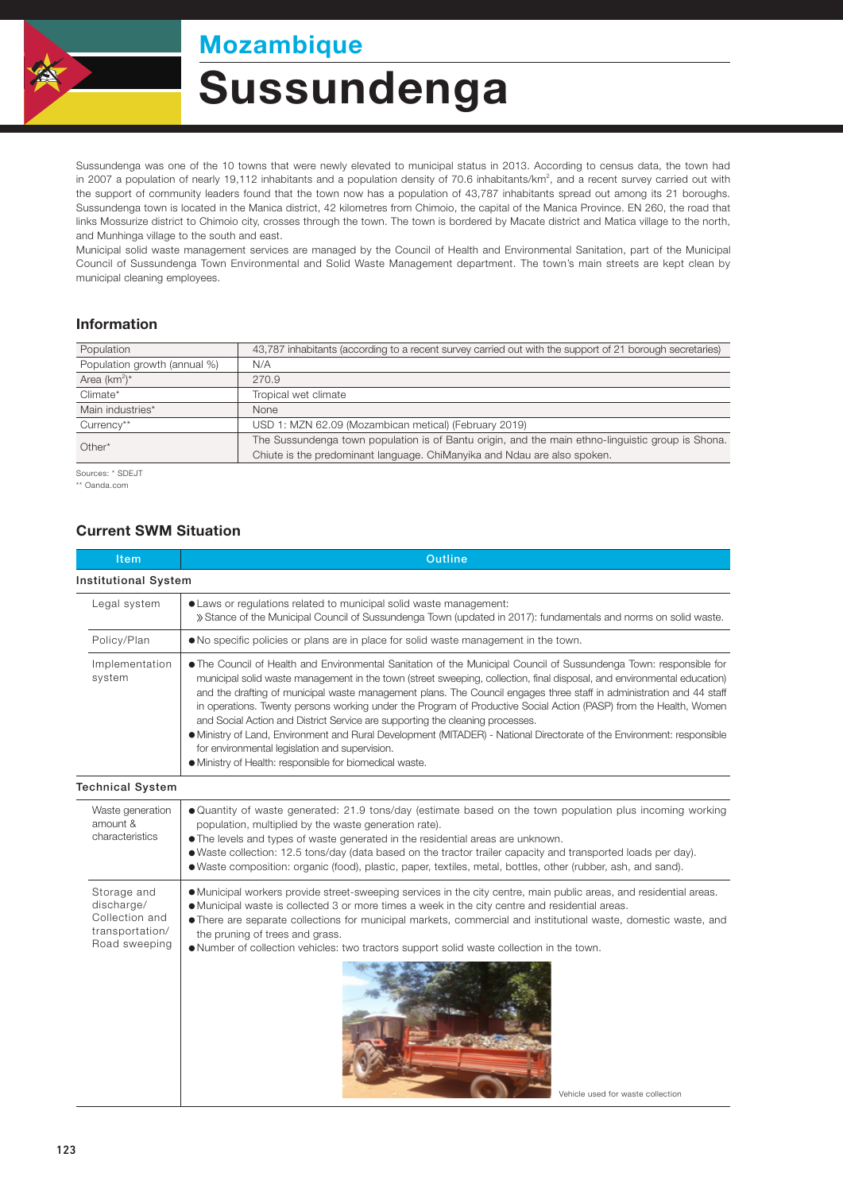# Mozambique

# Sussundenga

Sussundenga was one of the 10 towns that were newly elevated to municipal status in 2013. According to census data, the town had in 2007 a population of nearly 19,112 inhabitants and a population density of 70.6 inhabitants/km², and a recent survey carried out with the support of community leaders found that the town now has a population of 43,787 inhabitants spread out among its 21 boroughs. Sussundenga town is located in the Manica district, 42 kilometres from Chimoio, the capital of the Manica Province. EN 260, the road that links Mossurize district to Chimoio city, crosses through the town. The town is bordered by Macate district and Matica village to the north, and Munhinga village to the south and east.

Municipal solid waste management services are managed by the Council of Health and Environmental Sanitation, part of the Municipal Council of Sussundenga Town Environmental and Solid Waste Management department. The town's main streets are kept clean by municipal cleaning employees.

## Information

| | |
|---|---|
| Population | 43,787 inhabitants (according to a recent survey carried out with the support of 21 borough secretaries) |
| Population growth (annual %) | N/A |
| Area (km²)* | 270.9 |
| Climate* | Tropical wet climate |
| Main industries* | None |
| Currency** | USD 1: MZN 62.09 (Mozambican metical) (February 2019) |
| Other* | The Sussundenga town population is of Bantu origin, and the main ethno-linguistic group is Shona. Chiute is the predominant language. ChiManyika and Ndau are also spoken. |

Sources: * SDEJT
** Oanda.com

## Current SWM Situation

| Item | Outline |
|---|---|
| **Institutional System** | |
| Legal system | ● Laws or regulations related to municipal solid waste management:<br>》Stance of the Municipal Council of Sussundenga Town (updated in 2017): fundamentals and norms on solid waste. |
| Policy/Plan | ● No specific policies or plans are in place for solid waste management in the town. |
| Implementation system | ● The Council of Health and Environmental Sanitation of the Municipal Council of Sussundenga Town: responsible for municipal solid waste management in the town (street sweeping, collection, final disposal, and environmental education) and the drafting of municipal waste management plans. The Council engages three staff in administration and 44 staff in operations. Twenty persons working under the Program of Productive Social Action (PASP) from the Health, Women and Social Action and District Service are supporting the cleaning processes.<br>● Ministry of Land, Environment and Rural Development (MITADER) - National Directorate of the Environment: responsible for environmental legislation and supervision.<br>● Ministry of Health: responsible for biomedical waste. |
| **Technical System** | |
| Waste generation amount & characteristics | ● Quantity of waste generated: 21.9 tons/day (estimate based on the town population plus incoming working population, multiplied by the waste generation rate).<br>● The levels and types of waste generated in the residential areas are unknown.<br>● Waste collection: 12.5 tons/day (data based on the tractor trailer capacity and transported loads per day).<br>● Waste composition: organic (food), plastic, paper, textiles, metal, bottles, other (rubber, ash, and sand). |
| Storage and discharge/ Collection and transportation/ Road sweeping | ● Municipal workers provide street-sweeping services in the city centre, main public areas, and residential areas.<br>● Municipal waste is collected 3 or more times a week in the city centre and residential areas.<br>● There are separate collections for municipal markets, commercial and institutional waste, domestic waste, and the pruning of trees and grass.<br>● Number of collection vehicles: two tractors support solid waste collection in the town.<br>Vehicle used for waste collection |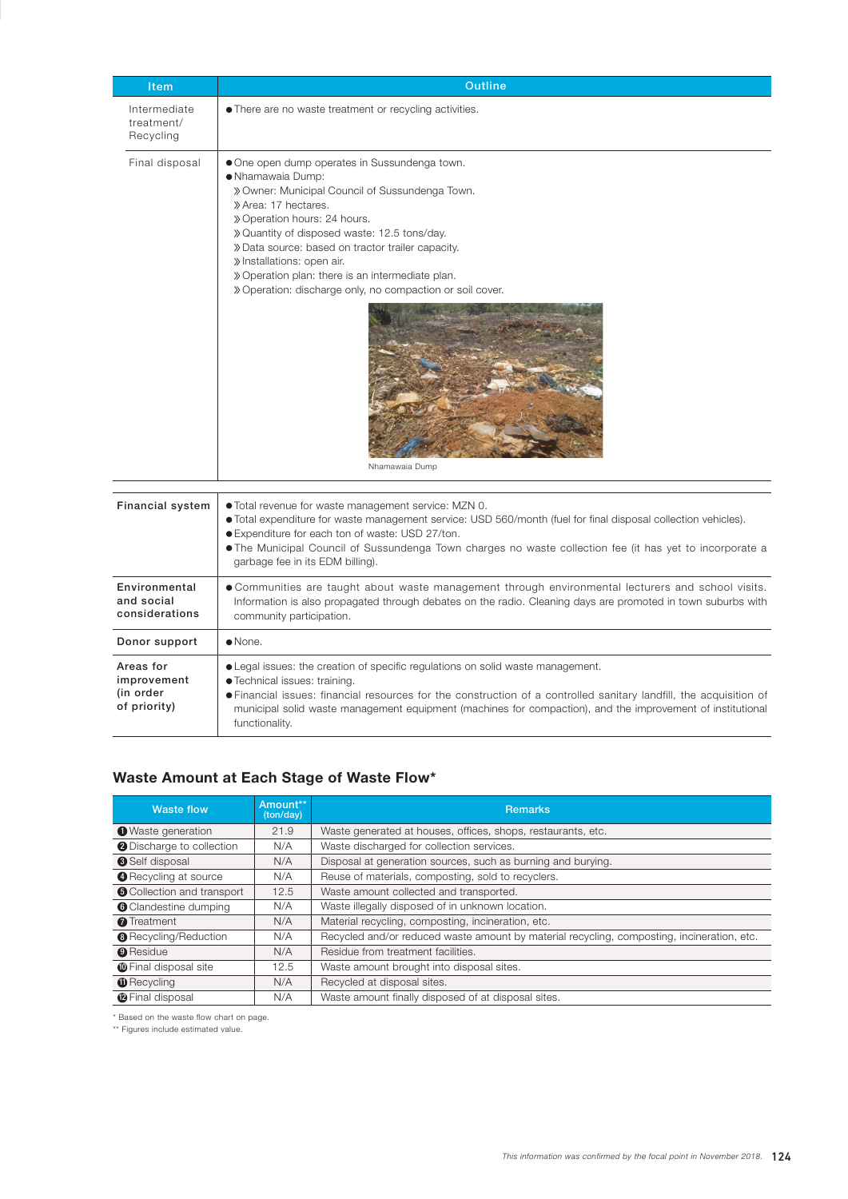| Item | Outline |
| --- | --- |
| Intermediate treatment/ Recycling | ● There are no waste treatment or recycling activities. |
| Final disposal | ● One open dump operates in Sussundenga town.<br>● Nhamawaia Dump:<br>» Owner: Municipal Council of Sussundenga Town.<br>» Area: 17 hectares.<br>» Operation hours: 24 hours.<br>» Quantity of disposed waste: 12.5 tons/day.<br>» Data source: based on tractor trailer capacity.<br>» Installations: open air.<br>» Operation plan: there is an intermediate plan.<br>» Operation: discharge only, no compaction or soil cover.<br>Nhamawaia Dump |

| | |
| --- | --- |
| **Financial system** | ● Total revenue for waste management service: MZN 0.<br>● Total expenditure for waste management service: USD 560/month (fuel for final disposal collection vehicles).<br>● Expenditure for each ton of waste: USD 27/ton.<br>● The Municipal Council of Sussundenga Town charges no waste collection fee (it has yet to incorporate a garbage fee in its EDM billing). |
| **Environmental and social considerations** | ● Communities are taught about waste management through environmental lecturers and school visits. Information is also propagated through debates on the radio. Cleaning days are promoted in town suburbs with community participation. |
| **Donor support** | ● None. |
| **Areas for improvement (in order of priority)** | ● Legal issues: the creation of specific regulations on solid waste management.<br>● Technical issues: training.<br>● Financial issues: financial resources for the construction of a controlled sanitary landfill, the acquisition of municipal solid waste management equipment (machines for compaction), and the improvement of institutional functionality. |

## Waste Amount at Each Stage of Waste Flow*

| Waste flow | Amount** (ton/day) | Remarks |
| --- | --- | --- |
| ❶ Waste generation | 21.9 | Waste generated at houses, offices, shops, restaurants, etc. |
| ❷ Discharge to collection | N/A | Waste discharged for collection services. |
| ❸ Self disposal | N/A | Disposal at generation sources, such as burning and burying. |
| ❹ Recycling at source | N/A | Reuse of materials, composting, sold to recyclers. |
| ❺ Collection and transport | 12.5 | Waste amount collected and transported. |
| ❻ Clandestine dumping | N/A | Waste illegally disposed of in unknown location. |
| ❼ Treatment | N/A | Material recycling, composting, incineration, etc. |
| ❽ Recycling/Reduction | N/A | Recycled and/or reduced waste amount by material recycling, composting, incineration, etc. |
| ❾ Residue | N/A | Residue from treatment facilities. |
| ❿ Final disposal site | 12.5 | Waste amount brought into disposal sites. |
| ⓫ Recycling | N/A | Recycled at disposal sites. |
| ⓬ Final disposal | N/A | Waste amount finally disposed of at disposal sites. |

* Based on the waste flow chart on page.
** Figures include estimated value.

*This information was confirmed by the focal point in November 2018.*